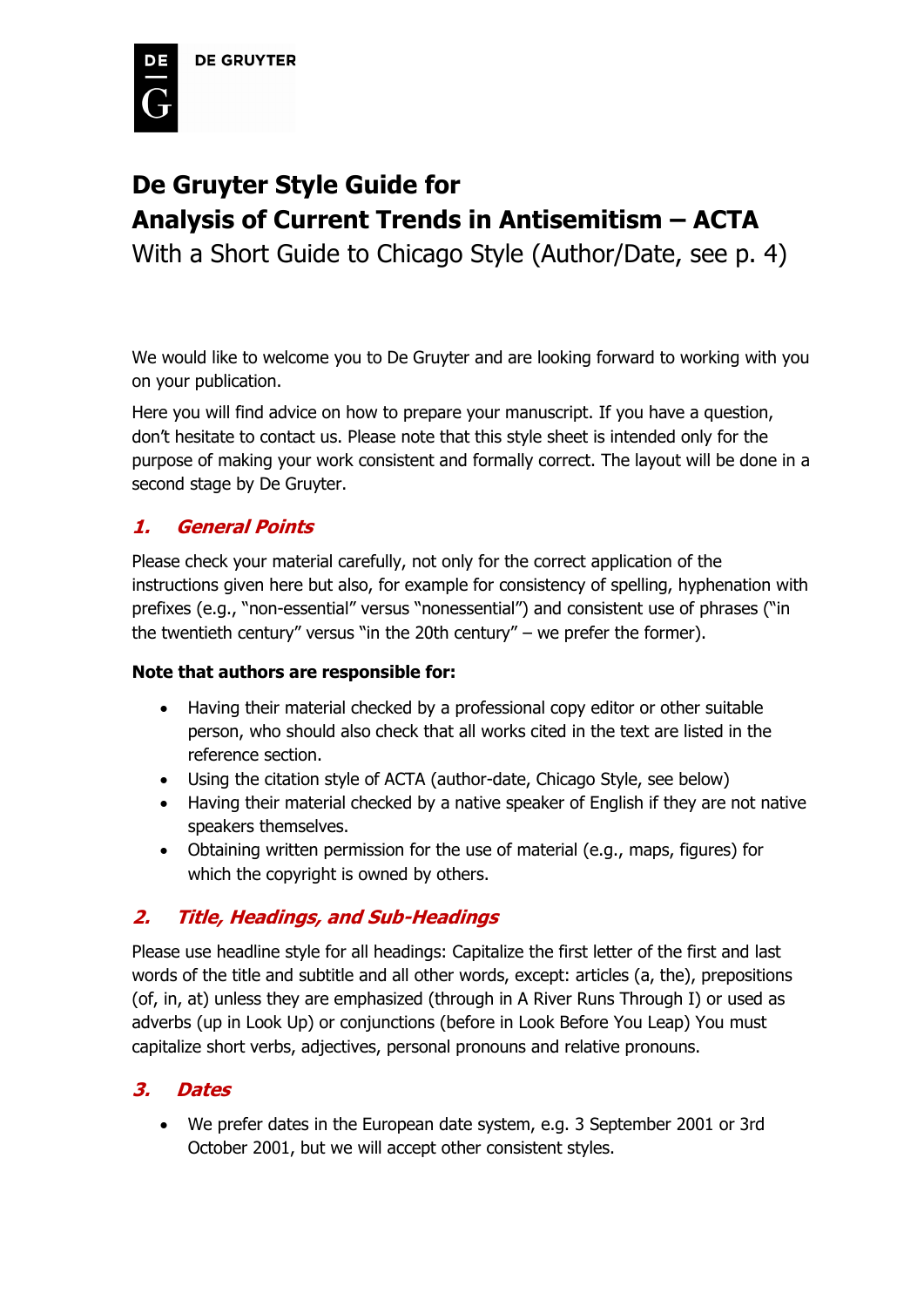DE GRUYTER

# De Gruyter Style Guide for Analysis of Current Trends in Antisemitism – ACTA

With a Short Guide to Chicago Style (Author/Date, see p. 4)

We would like to welcome you to De Gruyter and are looking forward to working with you on your publication.

Here you will find advice on how to prepare your manuscript. If you have a question, don't hesitate to contact us. Please note that this style sheet is intended only for the purpose of making your work consistent and formally correct. The layout will be done in a second stage by De Gruyter.

## 1. General Points

Please check your material carefully, not only for the correct application of the instructions given here but also, for example for consistency of spelling, hyphenation with prefixes (e.g., "non-essential" versus "nonessential") and consistent use of phrases ("in the twentieth century" versus "in the 20th century" – we prefer the former).

**Note that authors are responsible for:**

- Having their material checked by a professional copy editor or other suitable person, who should also check that all works cited in the text are listed in the reference section.
- Using the citation style of ACTA (author-date, Chicago Style, see below)
- Having their material checked by a native speaker of English if they are not native speakers themselves.
- Obtaining written permission for the use of material (e.g., maps, figures) for which the copyright is owned by others.

## 2. Title, Headings, and Sub-Headings

Please use headline style for all headings: Capitalize the first letter of the first and last words of the title and subtitle and all other words, except: articles (a, the), prepositions (of, in, at) unless they are emphasized (through in A River Runs Through I) or used as adverbs (up in Look Up) or conjunctions (before in Look Before You Leap) You must capitalize short verbs, adjectives, personal pronouns and relative pronouns.

## 3. Dates

- We prefer dates in the European date system, e.g. 3 September 2001 or 3rd October 2001, but we will accept other consistent styles.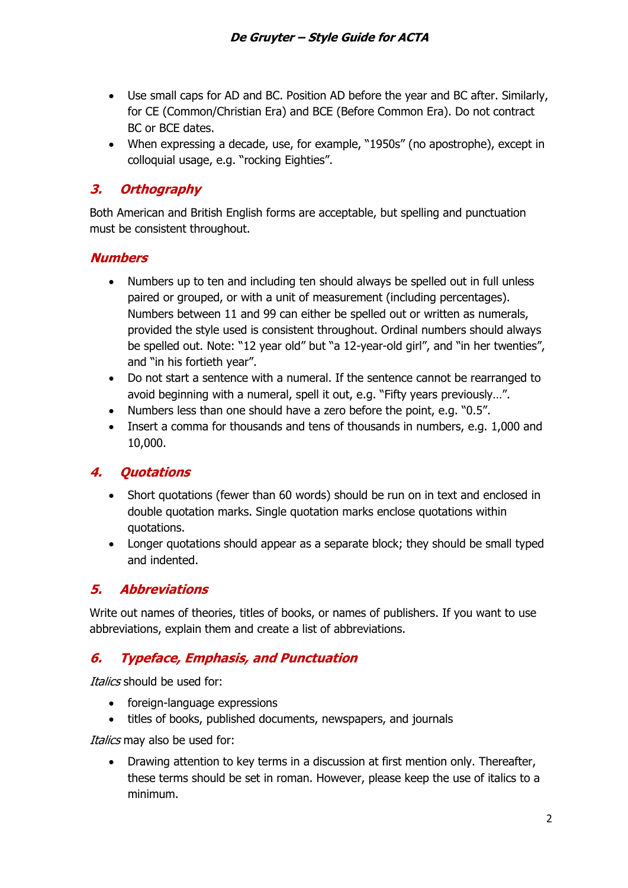- Use small caps for AD and BC. Position AD before the year and BC after. Similarly, for CE (Common/Christian Era) and BCE (Before Common Era). Do not contract BC or BCE dates.
- When expressing a decade, use, for example, "1950s" (no apostrophe), except in colloquial usage, e.g. "rocking Eighties".

## *3. Orthography*

Both American and British English forms are acceptable, but spelling and punctuation must be consistent throughout.

### *Numbers*

- Numbers up to ten and including ten should always be spelled out in full unless paired or grouped, or with a unit of measurement (including percentages). Numbers between 11 and 99 can either be spelled out or written as numerals, provided the style used is consistent throughout. Ordinal numbers should always be spelled out. Note: "12 year old" but "a 12-year-old girl", and "in her twenties", and "in his fortieth year".
- Do not start a sentence with a numeral. If the sentence cannot be rearranged to avoid beginning with a numeral, spell it out, e.g. "Fifty years previously…".
- Numbers less than one should have a zero before the point, e.g. "0.5".
- Insert a comma for thousands and tens of thousands in numbers, e.g. 1,000 and 10,000.

## *4. Quotations*

- Short quotations (fewer than 60 words) should be run on in text and enclosed in double quotation marks. Single quotation marks enclose quotations within quotations.
- Longer quotations should appear as a separate block; they should be small typed and indented.

## *5. Abbreviations*

Write out names of theories, titles of books, or names of publishers. If you want to use abbreviations, explain them and create a list of abbreviations.

## *6. Typeface, Emphasis, and Punctuation*

*Italics* should be used for:

- foreign-language expressions
- titles of books, published documents, newspapers, and journals

*Italics* may also be used for:

- Drawing attention to key terms in a discussion at first mention only. Thereafter, these terms should be set in roman. However, please keep the use of italics to a minimum.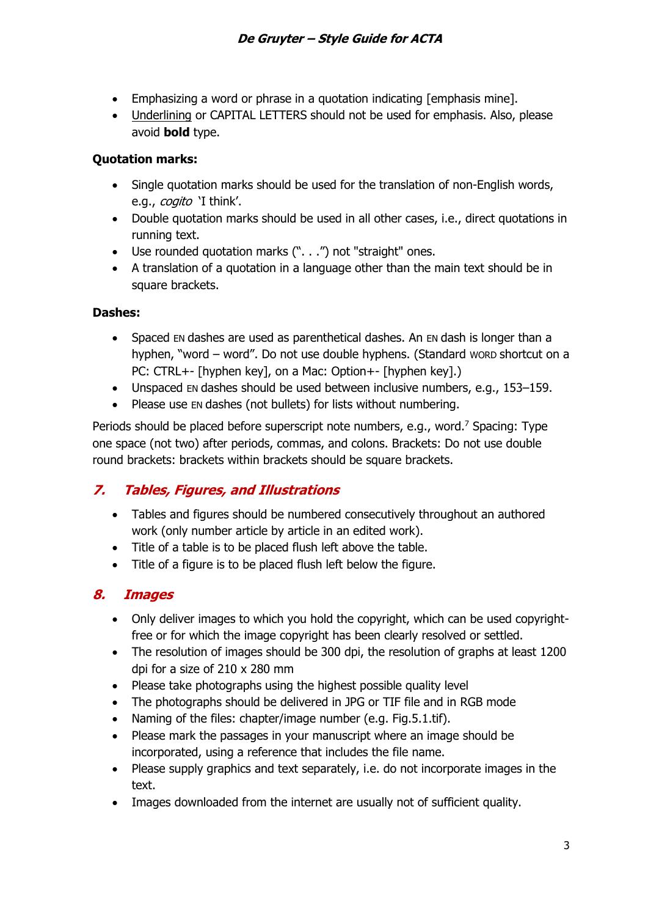- Emphasizing a word or phrase in a quotation indicating [emphasis mine].
- Underlining or CAPITAL LETTERS should not be used for emphasis. Also, please avoid **bold** type.

**Quotation marks:**

- Single quotation marks should be used for the translation of non-English words, e.g., *cogito* 'I think'.
- Double quotation marks should be used in all other cases, i.e., direct quotations in running text.
- Use rounded quotation marks (". . .") not "straight" ones.
- A translation of a quotation in a language other than the main text should be in square brackets.

**Dashes:**

- Spaced EN dashes are used as parenthetical dashes. An EN dash is longer than a hyphen, "word – word". Do not use double hyphens. (Standard WORD shortcut on a PC: CTRL+- [hyphen key], on a Mac: Option+- [hyphen key].)
- Unspaced EN dashes should be used between inclusive numbers, e.g., 153–159.
- Please use EN dashes (not bullets) for lists without numbering.

Periods should be placed before superscript note numbers, e.g., word.[7] Spacing: Type one space (not two) after periods, commas, and colons. Brackets: Do not use double round brackets: brackets within brackets should be square brackets.

## 7. *Tables, Figures, and Illustrations*

- Tables and figures should be numbered consecutively throughout an authored work (only number article by article in an edited work).
- Title of a table is to be placed flush left above the table.
- Title of a figure is to be placed flush left below the figure.

## 8. *Images*

- Only deliver images to which you hold the copyright, which can be used copyright-free or for which the image copyright has been clearly resolved or settled.
- The resolution of images should be 300 dpi, the resolution of graphs at least 1200 dpi for a size of 210 x 280 mm
- Please take photographs using the highest possible quality level
- The photographs should be delivered in JPG or TIF file and in RGB mode
- Naming of the files: chapter/image number (e.g. Fig.5.1.tif).
- Please mark the passages in your manuscript where an image should be incorporated, using a reference that includes the file name.
- Please supply graphics and text separately, i.e. do not incorporate images in the text.
- Images downloaded from the internet are usually not of sufficient quality.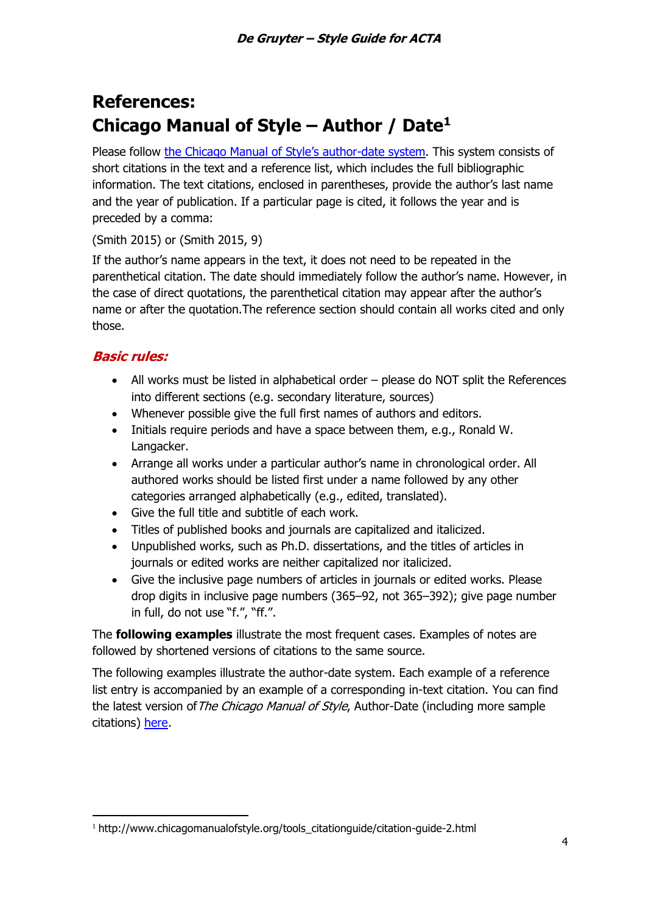# References:
# Chicago Manual of Style – Author / Date[1]

Please follow the Chicago Manual of Style's author-date system. This system consists of short citations in the text and a reference list, which includes the full bibliographic information. The text citations, enclosed in parentheses, provide the author's last name and the year of publication. If a particular page is cited, it follows the year and is preceded by a comma:

(Smith 2015) or (Smith 2015, 9)

If the author's name appears in the text, it does not need to be repeated in the parenthetical citation. The date should immediately follow the author's name. However, in the case of direct quotations, the parenthetical citation may appear after the author's name or after the quotation.The reference section should contain all works cited and only those.

### *Basic rules:*

- All works must be listed in alphabetical order – please do NOT split the References into different sections (e.g. secondary literature, sources)
- Whenever possible give the full first names of authors and editors.
- Initials require periods and have a space between them, e.g., Ronald W. Langacker.
- Arrange all works under a particular author's name in chronological order. All authored works should be listed first under a name followed by any other categories arranged alphabetically (e.g., edited, translated).
- Give the full title and subtitle of each work.
- Titles of published books and journals are capitalized and italicized.
- Unpublished works, such as Ph.D. dissertations, and the titles of articles in journals or edited works are neither capitalized nor italicized.
- Give the inclusive page numbers of articles in journals or edited works. Please drop digits in inclusive page numbers (365–92, not 365–392); give page number in full, do not use "f.", "ff.".

The **following examples** illustrate the most frequent cases. Examples of notes are followed by shortened versions of citations to the same source.

The following examples illustrate the author-date system. Each example of a reference list entry is accompanied by an example of a corresponding in-text citation. You can find the latest version of *The Chicago Manual of Style*, Author-Date (including more sample citations) here.

[1] http://www.chicagomanualofstyle.org/tools_citationguide/citation-guide-2.html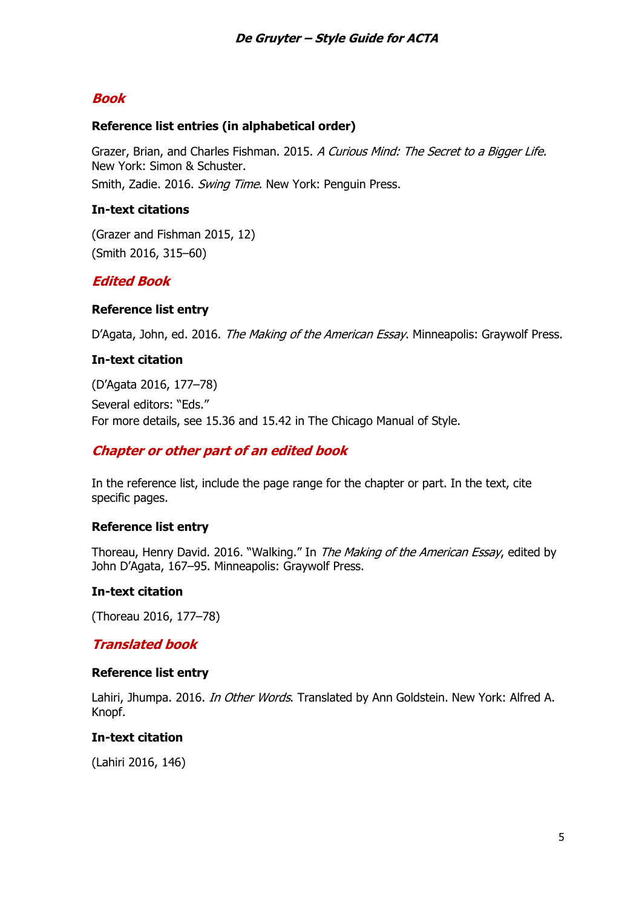## *Book*

**Reference list entries (in alphabetical order)**

Grazer, Brian, and Charles Fishman. 2015. *A Curious Mind: The Secret to a Bigger Life.* New York: Simon & Schuster.

Smith, Zadie. 2016. *Swing Time*. New York: Penguin Press.

**In-text citations**

(Grazer and Fishman 2015, 12)

(Smith 2016, 315–60)

## *Edited Book*

**Reference list entry**

D'Agata, John, ed. 2016. *The Making of the American Essay*. Minneapolis: Graywolf Press.

**In-text citation**

(D'Agata 2016, 177–78)

Several editors: "Eds."

For more details, see 15.36 and 15.42 in The Chicago Manual of Style.

## *Chapter or other part of an edited book*

In the reference list, include the page range for the chapter or part. In the text, cite specific pages.

**Reference list entry**

Thoreau, Henry David. 2016. "Walking." In *The Making of the American Essay*, edited by John D'Agata, 167–95. Minneapolis: Graywolf Press.

**In-text citation**

(Thoreau 2016, 177–78)

## *Translated book*

**Reference list entry**

Lahiri, Jhumpa. 2016. *In Other Words*. Translated by Ann Goldstein. New York: Alfred A. Knopf.

**In-text citation**

(Lahiri 2016, 146)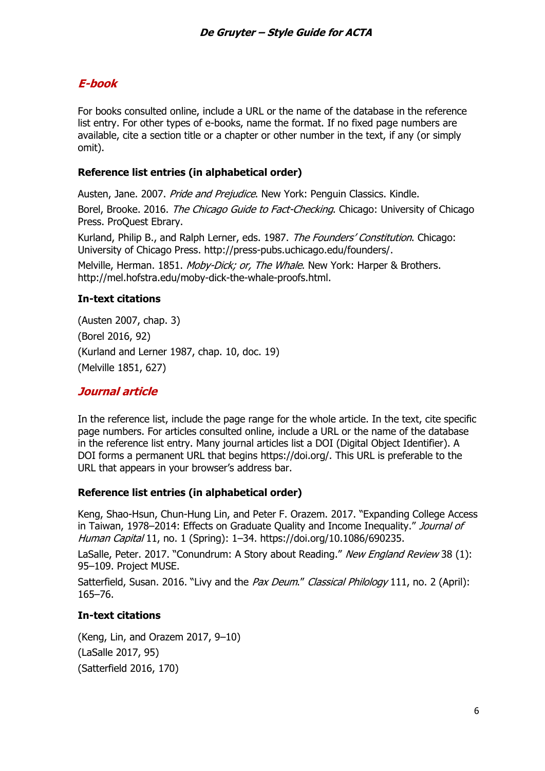## *E-book*

For books consulted online, include a URL or the name of the database in the reference list entry. For other types of e-books, name the format. If no fixed page numbers are available, cite a section title or a chapter or other number in the text, if any (or simply omit).

**Reference list entries (in alphabetical order)**

Austen, Jane. 2007. *Pride and Prejudice*. New York: Penguin Classics. Kindle.

Borel, Brooke. 2016. *The Chicago Guide to Fact-Checking*. Chicago: University of Chicago Press. ProQuest Ebrary.

Kurland, Philip B., and Ralph Lerner, eds. 1987. *The Founders' Constitution*. Chicago: University of Chicago Press. http://press-pubs.uchicago.edu/founders/.

Melville, Herman. 1851. *Moby-Dick; or, The Whale*. New York: Harper & Brothers. http://mel.hofstra.edu/moby-dick-the-whale-proofs.html.

**In-text citations**

(Austen 2007, chap. 3)

(Borel 2016, 92)

(Kurland and Lerner 1987, chap. 10, doc. 19)

(Melville 1851, 627)

## *Journal article*

In the reference list, include the page range for the whole article. In the text, cite specific page numbers. For articles consulted online, include a URL or the name of the database in the reference list entry. Many journal articles list a DOI (Digital Object Identifier). A DOI forms a permanent URL that begins https://doi.org/. This URL is preferable to the URL that appears in your browser's address bar.

**Reference list entries (in alphabetical order)**

Keng, Shao-Hsun, Chun-Hung Lin, and Peter F. Orazem. 2017. "Expanding College Access in Taiwan, 1978–2014: Effects on Graduate Quality and Income Inequality." *Journal of Human Capital* 11, no. 1 (Spring): 1–34. https://doi.org/10.1086/690235.

LaSalle, Peter. 2017. "Conundrum: A Story about Reading." *New England Review* 38 (1): 95–109. Project MUSE.

Satterfield, Susan. 2016. "Livy and the *Pax Deum*." *Classical Philology* 111, no. 2 (April): 165–76.

**In-text citations**

(Keng, Lin, and Orazem 2017, 9–10)

(LaSalle 2017, 95)

(Satterfield 2016, 170)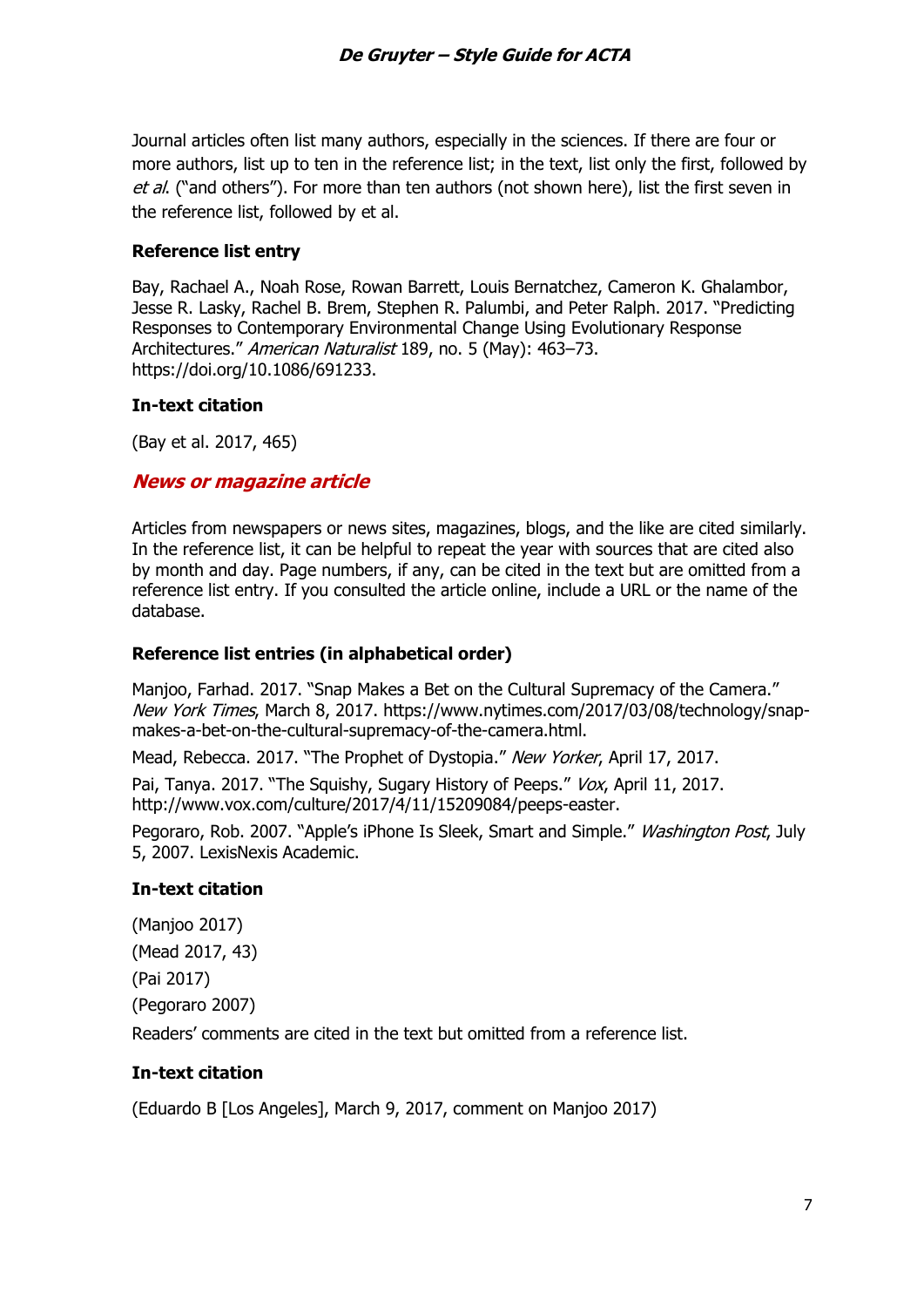Journal articles often list many authors, especially in the sciences. If there are four or more authors, list up to ten in the reference list; in the text, list only the first, followed by *et al.* ("and others"). For more than ten authors (not shown here), list the first seven in the reference list, followed by et al.

**Reference list entry**

Bay, Rachael A., Noah Rose, Rowan Barrett, Louis Bernatchez, Cameron K. Ghalambor, Jesse R. Lasky, Rachel B. Brem, Stephen R. Palumbi, and Peter Ralph. 2017. "Predicting Responses to Contemporary Environmental Change Using Evolutionary Response Architectures." *American Naturalist* 189, no. 5 (May): 463–73. https://doi.org/10.1086/691233.

**In-text citation**

(Bay et al. 2017, 465)

## *News or magazine article*

Articles from newspapers or news sites, magazines, blogs, and the like are cited similarly. In the reference list, it can be helpful to repeat the year with sources that are cited also by month and day. Page numbers, if any, can be cited in the text but are omitted from a reference list entry. If you consulted the article online, include a URL or the name of the database.

**Reference list entries (in alphabetical order)**

Manjoo, Farhad. 2017. "Snap Makes a Bet on the Cultural Supremacy of the Camera." *New York Times*, March 8, 2017. https://www.nytimes.com/2017/03/08/technology/snap-makes-a-bet-on-the-cultural-supremacy-of-the-camera.html.

Mead, Rebecca. 2017. "The Prophet of Dystopia." *New Yorker*, April 17, 2017.

Pai, Tanya. 2017. "The Squishy, Sugary History of Peeps." *Vox*, April 11, 2017. http://www.vox.com/culture/2017/4/11/15209084/peeps-easter.

Pegoraro, Rob. 2007. "Apple's iPhone Is Sleek, Smart and Simple." *Washington Post*, July 5, 2007. LexisNexis Academic.

**In-text citation**

(Manjoo 2017)

(Mead 2017, 43)

(Pai 2017)

(Pegoraro 2007)

Readers' comments are cited in the text but omitted from a reference list.

**In-text citation**

(Eduardo B [Los Angeles], March 9, 2017, comment on Manjoo 2017)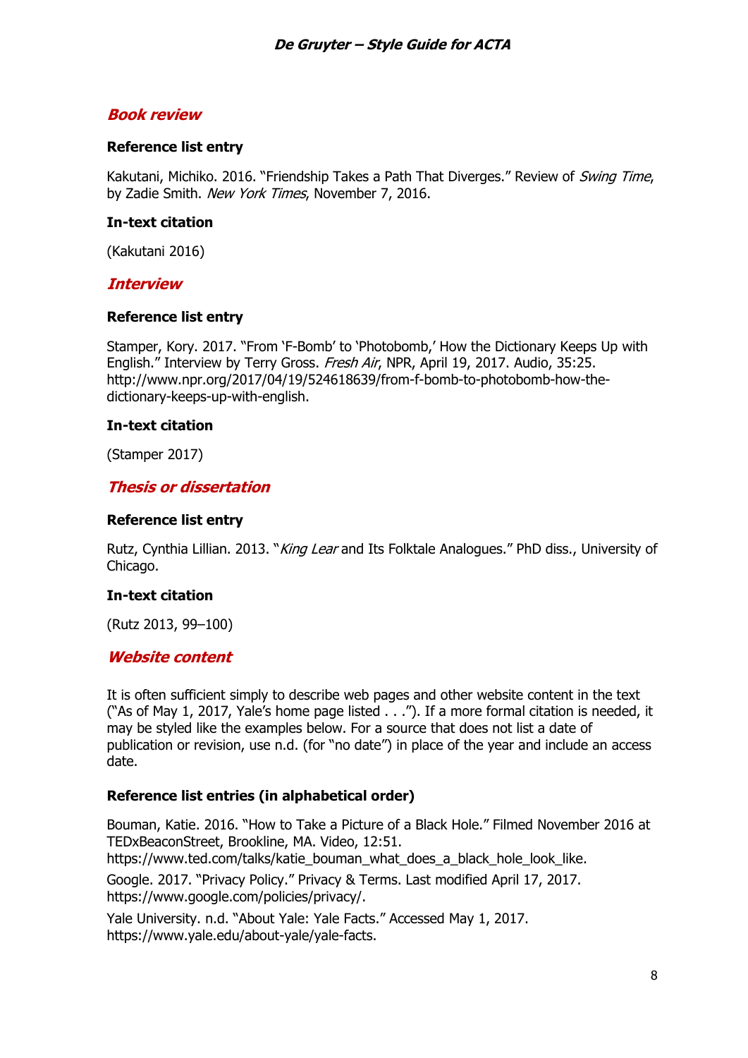## *Book review*

**Reference list entry**

Kakutani, Michiko. 2016. "Friendship Takes a Path That Diverges." Review of *Swing Time*, by Zadie Smith. *New York Times*, November 7, 2016.

**In-text citation**

(Kakutani 2016)

## *Interview*

**Reference list entry**

Stamper, Kory. 2017. "From 'F-Bomb' to 'Photobomb,' How the Dictionary Keeps Up with English." Interview by Terry Gross. *Fresh Air*, NPR, April 19, 2017. Audio, 35:25. http://www.npr.org/2017/04/19/524618639/from-f-bomb-to-photobomb-how-the-dictionary-keeps-up-with-english.

**In-text citation**

(Stamper 2017)

## *Thesis or dissertation*

**Reference list entry**

Rutz, Cynthia Lillian. 2013. "*King Lear* and Its Folktale Analogues." PhD diss., University of Chicago.

**In-text citation**

(Rutz 2013, 99–100)

## *Website content*

It is often sufficient simply to describe web pages and other website content in the text ("As of May 1, 2017, Yale's home page listed . . ."). If a more formal citation is needed, it may be styled like the examples below. For a source that does not list a date of publication or revision, use n.d. (for "no date") in place of the year and include an access date.

**Reference list entries (in alphabetical order)**

Bouman, Katie. 2016. "How to Take a Picture of a Black Hole." Filmed November 2016 at TEDxBeaconStreet, Brookline, MA. Video, 12:51. https://www.ted.com/talks/katie_bouman_what_does_a_black_hole_look_like.

Google. 2017. "Privacy Policy." Privacy & Terms. Last modified April 17, 2017. https://www.google.com/policies/privacy/.

Yale University. n.d. "About Yale: Yale Facts." Accessed May 1, 2017. https://www.yale.edu/about-yale/yale-facts.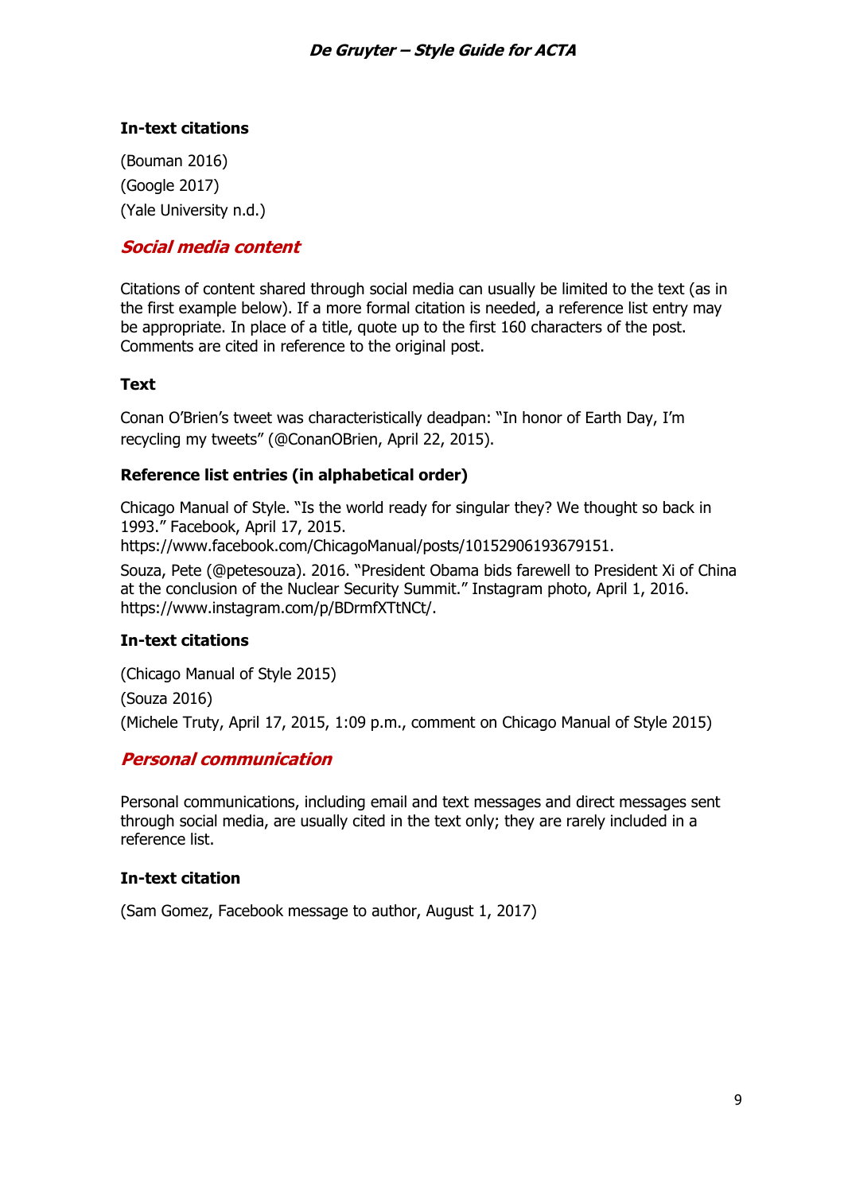#### In-text citations

(Bouman 2016)

(Google 2017)

(Yale University n.d.)

### *Social media content*

Citations of content shared through social media can usually be limited to the text (as in the first example below). If a more formal citation is needed, a reference list entry may be appropriate. In place of a title, quote up to the first 160 characters of the post. Comments are cited in reference to the original post.

#### Text

Conan O'Brien's tweet was characteristically deadpan: "In honor of Earth Day, I'm recycling my tweets" (@ConanOBrien, April 22, 2015).

#### Reference list entries (in alphabetical order)

Chicago Manual of Style. "Is the world ready for singular they? We thought so back in 1993." Facebook, April 17, 2015. https://www.facebook.com/ChicagoManual/posts/10152906193679151.

Souza, Pete (@petesouza). 2016. "President Obama bids farewell to President Xi of China at the conclusion of the Nuclear Security Summit." Instagram photo, April 1, 2016. https://www.instagram.com/p/BDrmfXTtNCt/.

#### In-text citations

(Chicago Manual of Style 2015)

(Souza 2016)

(Michele Truty, April 17, 2015, 1:09 p.m., comment on Chicago Manual of Style 2015)

### *Personal communication*

Personal communications, including email and text messages and direct messages sent through social media, are usually cited in the text only; they are rarely included in a reference list.

#### In-text citation

(Sam Gomez, Facebook message to author, August 1, 2017)